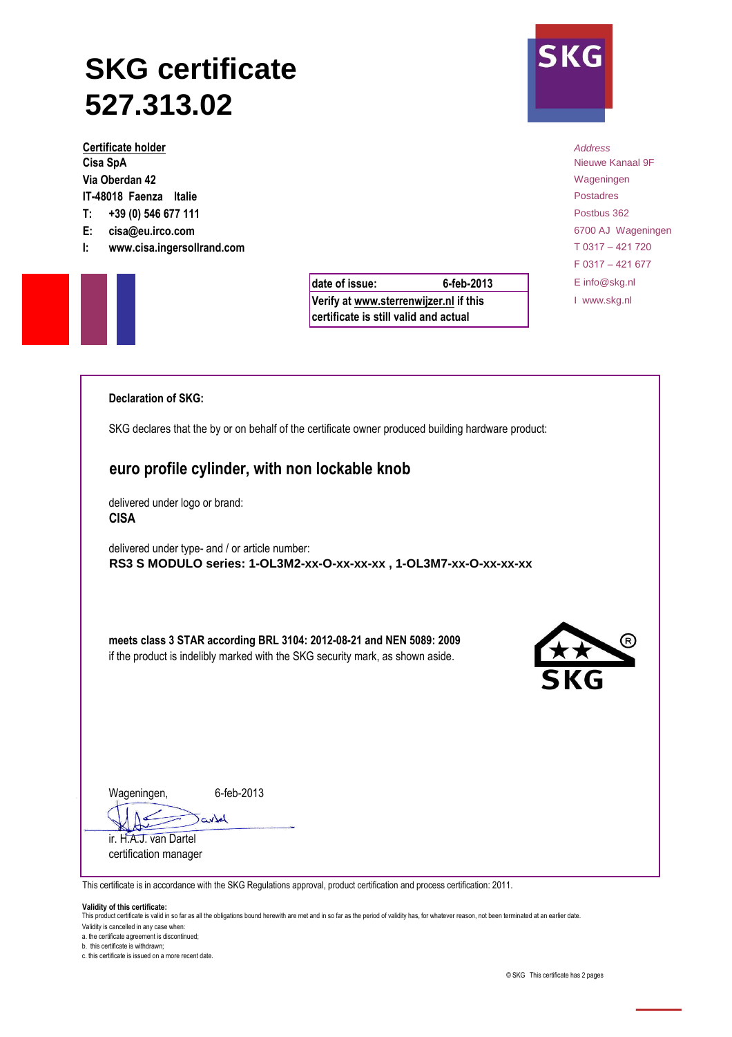# SKG certificate 527.313.02

**Certificate holder**
**Cisa SpA**
**Via Oberdan 42**
**IT-48018 Faenza Italie**
**T: +39 (0) 546 677 111**
**E: cisa@eu.irco.com**
**I: www.cisa.ingersollrand.com**

*Address*
Nieuwe Kanaal 9F
Wageningen
Postadres
Postbus 362
6700 AJ Wageningen
T 0317 – 421 720
F 0317 – 421 677
E info@skg.nl
I www.skg.nl

| date of issue: | 6-feb-2013 |
|---|---|
| Verify at www.sterrenwijzer.nl if this certificate is still valid and actual | |

**Declaration of SKG:**

SKG declares that the by or on behalf of the certificate owner produced building hardware product:

## euro profile cylinder, with non lockable knob

delivered under logo or brand:
**CISA**

delivered under type- and / or article number:
**RS3 S MODULO series: 1-OL3M2-xx-O-xx-xx-xx , 1-OL3M7-xx-O-xx-xx-xx**

**meets class 3 STAR according BRL 3104: 2012-08-21 and NEN 5089: 2009**
if the product is indelibly marked with the SKG security mark, as shown aside.

Wageningen, 6-feb-2013

ir. H.A.J. van Dartel
certification manager

This certificate is in accordance with the SKG Regulations approval, product certification and process certification: 2011.

**Validity of this certificate:**
This product certificate is valid in so far as all the obligations bound herewith are met and in so far as the period of validity has, for whatever reason, not been terminated at an earlier date.
Validity is cancelled in any case when:
a. the certificate agreement is discontinued;
b. this certificate is withdrawn;
c. this certificate is issued on a more recent date.

© SKG This certificate has 2 pages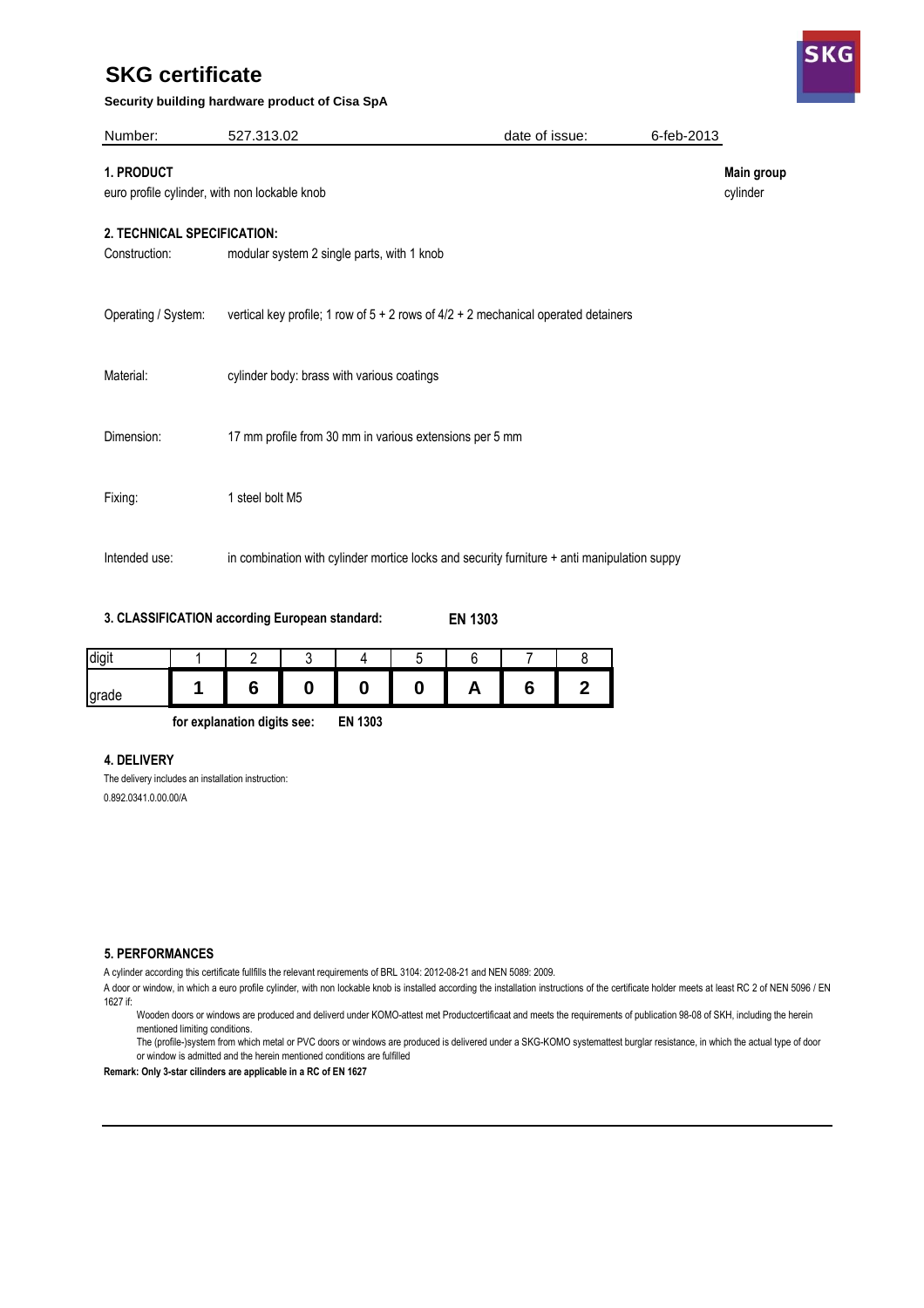# SKG certificate

**Security building hardware product of Cisa SpA**

| Number: | 527.313.02 | date of issue: | 6-feb-2013 |
|---|---|---|---|

## 1. PRODUCT

euro profile cylinder, with non lockable knob

**Main group**
cylinder

## 2. TECHNICAL SPECIFICATION:

| | |
|---|---|
| Construction: | modular system 2 single parts, with 1 knob |
| Operating / System: | vertical key profile; 1 row of 5 + 2 rows of 4/2 + 2 mechanical operated detainers |
| Material: | cylinder body: brass with various coatings |
| Dimension: | 17 mm profile from 30 mm in various extensions per 5 mm |
| Fixing: | 1 steel bolt M5 |
| Intended use: | in combination with cylinder mortice locks and security furniture + anti manipulation suppy |

## 3. CLASSIFICATION according European standard: EN 1303

| digit | 1 | 2 | 3 | 4 | 5 | 6 | 7 | 8 |
|---|---|---|---|---|---|---|---|---|
| grade | **1** | **6** | **0** | **0** | **0** | **A** | **6** | **2** |

**for explanation digits see: EN 1303**

## 4. DELIVERY

The delivery includes an installation instruction:
0.892.0341.0.00.00/A

## 5. PERFORMANCES

A cylinder according this certificate fullfills the relevant requirements of BRL 3104: 2012-08-21 and NEN 5089: 2009.

A door or window, in which a euro profile cylinder, with non lockable knob is installed according the installation instructions of the certificate holder meets at least RC 2 of NEN 5096 / EN 1627 if:

Wooden doors or windows are produced and deliverd under KOMO-attest met Productcertificaat and meets the requirements of publication 98-08 of SKH, including the herein mentioned limiting conditions.

The (profile-)system from which metal or PVC doors or windows are produced is delivered under a SKG-KOMO systemattest burglar resistance, in which the actual type of door or window is admitted and the herein mentioned conditions are fulfilled

**Remark: Only 3-star cilinders are applicable in a RC of EN 1627**